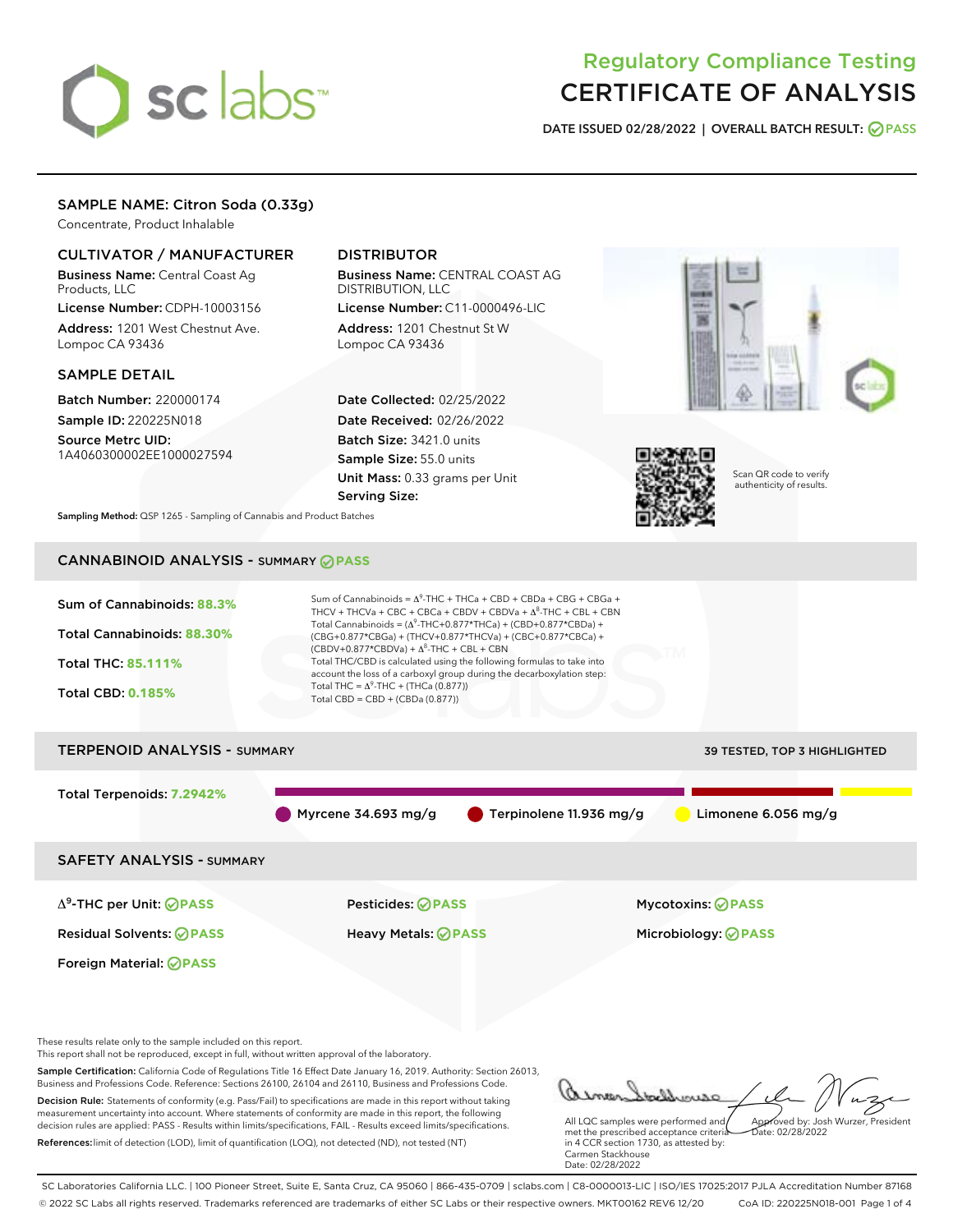# Regulatory Compliance Testing
# CERTIFICATE OF ANALYSIS

**DATE ISSUED 02/28/2022 | OVERALL BATCH RESULT: PASS**

## SAMPLE NAME: Citron Soda (0.33g)

Concentrate, Product Inhalable

### CULTIVATOR / MANUFACTURER

**Business Name:** Central Coast Ag Products, LLC

**License Number:** CDPH-10003156

**Address:** 1201 West Chestnut Ave. Lompoc CA 93436

### DISTRIBUTOR

**Business Name:** CENTRAL COAST AG DISTRIBUTION, LLC

**License Number:** C11-0000496-LIC

**Address:** 1201 Chestnut St W Lompoc CA 93436

### SAMPLE DETAIL

**Batch Number:** 220000174

**Sample ID:** 220225N018

**Source Metrc UID:** 1A4060300002EE1000027594

**Date Collected:** 02/25/2022

**Date Received:** 02/26/2022

**Batch Size:** 3421.0 units

**Sample Size:** 55.0 units

**Unit Mass:** 0.33 grams per Unit

**Serving Size:**

Scan QR code to verify authenticity of results.

**Sampling Method:** QSP 1265 - Sampling of Cannabis and Product Batches

## CANNABINOID ANALYSIS - SUMMARY PASS

**Sum of Cannabinoids:** 88.3%

**Total Cannabinoids:** 88.30%

**Total THC:** 85.111%

**Total CBD:** 0.185%

Sum of Cannabinoids = $\Delta^9$-THC + THCa + CBD + CBDa + CBG + CBGa + THCV + THCVa + CBC + CBCa + CBDV + CBDVa + $\Delta^8$-THC + CBL + CBN

Total Cannabinoids = ($\Delta^9$-THC+0.877*THCa) + (CBD+0.877*CBDa) + (CBG+0.877*CBGa) + (THCV+0.877*THCVa) + (CBC+0.877*CBCa) + (CBDV+0.877*CBDVa) + $\Delta^8$-THC + CBL + CBN

Total THC/CBD is calculated using the following formulas to take into account the loss of a carboxyl group during the decarboxylation step:

Total THC = $\Delta^9$-THC + (THCa (0.877))

Total CBD = CBD + (CBDa (0.877))

## TERPENOID ANALYSIS - SUMMARY

39 TESTED, TOP 3 HIGHLIGHTED

**Total Terpenoids:** 7.2942%

Myrcene 34.693 mg/g | Terpinolene 11.936 mg/g | Limonene 6.056 mg/g

## SAFETY ANALYSIS - SUMMARY

| | | |
|---|---|---|
| $\Delta^9$-THC per Unit: PASS | Pesticides: PASS | Mycotoxins: PASS |
| Residual Solvents: PASS | Heavy Metals: PASS | Microbiology: PASS |
| Foreign Material: PASS | | |

These results relate only to the sample included on this report.
This report shall not be reproduced, except in full, without written approval of the laboratory.

**Sample Certification:** California Code of Regulations Title 16 Effect Date January 16, 2019. Authority: Section 26013, Business and Professions Code. Reference: Sections 26100, 26104 and 26110, Business and Professions Code.

**Decision Rule:** Statements of conformity (e.g. Pass/Fail) to specifications are made in this report without taking measurement uncertainty into account. Where statements of conformity are made in this report, the following decision rules are applied: PASS - Results within limits/specifications, FAIL - Results exceed limits/specifications.

**References:** limit of detection (LOD), limit of quantification (LOQ), not detected (ND), not tested (NT)

All LQC samples were performed and met the prescribed acceptance criteria in 4 CCR section 1730, as attested by: Carmen Stackhouse
Date: 02/28/2022

Approved by: Josh Wurzer, President
Date: 02/28/2022

SC Laboratories California LLC. | 100 Pioneer Street, Suite E, Santa Cruz, CA 95060 | 866-435-0709 | sclabs.com | C8-0000013-LIC | ISO/IES 17025:2017 PJLA Accreditation Number 87168
© 2022 SC Labs all rights reserved. Trademarks referenced are trademarks of either SC Labs or their respective owners. MKT00162 REV6 12/20 CoA ID: 220225N018-001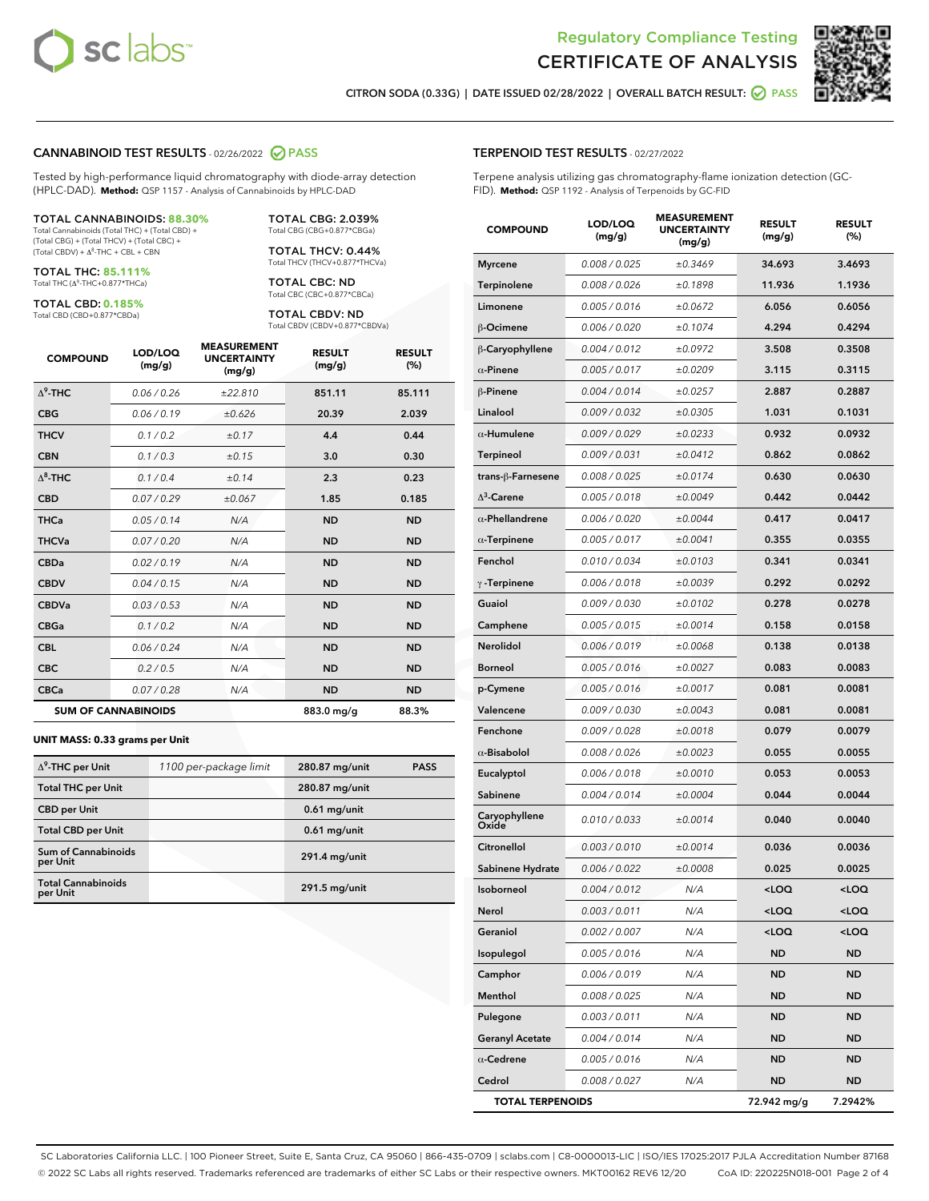# Regulatory Compliance Testing
# CERTIFICATE OF ANALYSIS

CITRON SODA (0.33G) | DATE ISSUED 02/28/2022 | OVERALL BATCH RESULT: PASS

## CANNABINOID TEST RESULTS - 02/26/2022 PASS

Tested by high-performance liquid chromatography with diode-array detection (HPLC-DAD). **Method:** QSP 1157 - Analysis of Cannabinoids by HPLC-DAD

**TOTAL CANNABINOIDS: 88.30%**
Total Cannabinoids (Total THC) + (Total CBD) + (Total CBG) + (Total THCV) + (Total CBC) + (Total CBDV) + $\Delta^8$-THC + CBL + CBN

**TOTAL THC: 85.111%**
Total THC ($\Delta^9$-THC+0.877*THCa)

**TOTAL CBD: 0.185%**
Total CBD (CBD+0.877*CBDa)

**TOTAL CBG: 2.039%**
Total CBG (CBG+0.877*CBGa)

**TOTAL THCV: 0.44%**
Total THCV (THCV+0.877*THCVa)

**TOTAL CBC: ND**
Total CBC (CBC+0.877*CBCa)

**TOTAL CBDV: ND**
Total CBDV (CBDV+0.877*CBDVa)

| COMPOUND | LOD/LOQ (mg/g) | MEASUREMENT UNCERTAINTY (mg/g) | RESULT (mg/g) | RESULT (%) |
|---|---|---|---|---|
| $\Delta^9$-THC | 0.06 / 0.26 | ±22.810 | 851.11 | 85.111 |
| CBG | 0.06 / 0.19 | ±0.626 | 20.39 | 2.039 |
| THCV | 0.1 / 0.2 | ±0.17 | 4.4 | 0.44 |
| CBN | 0.1 / 0.3 | ±0.15 | 3.0 | 0.30 |
| $\Delta^8$-THC | 0.1 / 0.4 | ±0.14 | 2.3 | 0.23 |
| CBD | 0.07 / 0.29 | ±0.067 | 1.85 | 0.185 |
| THCa | 0.05 / 0.14 | N/A | ND | ND |
| THCVa | 0.07 / 0.20 | N/A | ND | ND |
| CBDa | 0.02 / 0.19 | N/A | ND | ND |
| CBDV | 0.04 / 0.15 | N/A | ND | ND |
| CBDVa | 0.03 / 0.53 | N/A | ND | ND |
| CBGa | 0.1 / 0.2 | N/A | ND | ND |
| CBL | 0.06 / 0.24 | N/A | ND | ND |
| CBC | 0.2 / 0.5 | N/A | ND | ND |
| CBCa | 0.07 / 0.28 | N/A | ND | ND |
| **SUM OF CANNABINOIDS** | | | 883.0 mg/g | 88.3% |

### UNIT MASS: 0.33 grams per Unit

| | | | |
|---|---|---|---|
| $\Delta^9$-THC per Unit | 1100 per-package limit | 280.87 mg/unit | PASS |
| Total THC per Unit | | 280.87 mg/unit | |
| CBD per Unit | | 0.61 mg/unit | |
| Total CBD per Unit | | 0.61 mg/unit | |
| Sum of Cannabinoids per Unit | | 291.4 mg/unit | |
| Total Cannabinoids per Unit | | 291.5 mg/unit | |

## TERPENOID TEST RESULTS - 02/27/2022

Terpene analysis utilizing gas chromatography-flame ionization detection (GC-FID). **Method:** QSP 1192 - Analysis of Terpenoids by GC-FID

| COMPOUND | LOD/LOQ (mg/g) | MEASUREMENT UNCERTAINTY (mg/g) | RESULT (mg/g) | RESULT (%) |
|---|---|---|---|---|
| Myrcene | 0.008 / 0.025 | ±0.3469 | 34.693 | 3.4693 |
| Terpinolene | 0.008 / 0.026 | ±0.1898 | 11.936 | 1.1936 |
| Limonene | 0.005 / 0.016 | ±0.0672 | 6.056 | 0.6056 |
| β-Ocimene | 0.006 / 0.020 | ±0.1074 | 4.294 | 0.4294 |
| β-Caryophyllene | 0.004 / 0.012 | ±0.0972 | 3.508 | 0.3508 |
| α-Pinene | 0.005 / 0.017 | ±0.0209 | 3.115 | 0.3115 |
| β-Pinene | 0.004 / 0.014 | ±0.0257 | 2.887 | 0.2887 |
| Linalool | 0.009 / 0.032 | ±0.0305 | 1.031 | 0.1031 |
| α-Humulene | 0.009 / 0.029 | ±0.0233 | 0.932 | 0.0932 |
| Terpineol | 0.009 / 0.031 | ±0.0412 | 0.862 | 0.0862 |
| trans-β-Farnesene | 0.008 / 0.025 | ±0.0174 | 0.630 | 0.0630 |
| $\Delta^3$-Carene | 0.005 / 0.018 | ±0.0049 | 0.442 | 0.0442 |
| α-Phellandrene | 0.006 / 0.020 | ±0.0044 | 0.417 | 0.0417 |
| α-Terpinene | 0.005 / 0.017 | ±0.0041 | 0.355 | 0.0355 |
| Fenchol | 0.010 / 0.034 | ±0.0103 | 0.341 | 0.0341 |
| γ-Terpinene | 0.006 / 0.018 | ±0.0039 | 0.292 | 0.0292 |
| Guaiol | 0.009 / 0.030 | ±0.0102 | 0.278 | 0.0278 |
| Camphene | 0.005 / 0.015 | ±0.0014 | 0.158 | 0.0158 |
| Nerolidol | 0.006 / 0.019 | ±0.0068 | 0.138 | 0.0138 |
| Borneol | 0.005 / 0.016 | ±0.0027 | 0.083 | 0.0083 |
| p-Cymene | 0.005 / 0.016 | ±0.0017 | 0.081 | 0.0081 |
| Valencene | 0.009 / 0.030 | ±0.0043 | 0.081 | 0.0081 |
| Fenchone | 0.009 / 0.028 | ±0.0018 | 0.079 | 0.0079 |
| α-Bisabolol | 0.008 / 0.026 | ±0.0023 | 0.055 | 0.0055 |
| Eucalyptol | 0.006 / 0.018 | ±0.0010 | 0.053 | 0.0053 |
| Sabinene | 0.004 / 0.014 | ±0.0004 | 0.044 | 0.0044 |
| Caryophyllene Oxide | 0.010 / 0.033 | ±0.0014 | 0.040 | 0.0040 |
| Citronellol | 0.003 / 0.010 | ±0.0014 | 0.036 | 0.0036 |
| Sabinene Hydrate | 0.006 / 0.022 | ±0.0008 | 0.025 | 0.0025 |
| Isoborneol | 0.004 / 0.012 | N/A | <LOQ | <LOQ |
| Nerol | 0.003 / 0.011 | N/A | <LOQ | <LOQ |
| Geraniol | 0.002 / 0.007 | N/A | <LOQ | <LOQ |
| Isopulegol | 0.005 / 0.016 | N/A | ND | ND |
| Camphor | 0.006 / 0.019 | N/A | ND | ND |
| Menthol | 0.008 / 0.025 | N/A | ND | ND |
| Pulegone | 0.003 / 0.011 | N/A | ND | ND |
| Geranyl Acetate | 0.004 / 0.014 | N/A | ND | ND |
| α-Cedrene | 0.005 / 0.016 | N/A | ND | ND |
| Cedrol | 0.008 / 0.027 | N/A | ND | ND |
| **TOTAL TERPENOIDS** | | | 72.942 mg/g | 7.2942% |

SC Laboratories California LLC. | 100 Pioneer Street, Suite E, Santa Cruz, CA 95060 | 866-435-0709 | sclabs.com | C8-0000013-LIC | ISO/IES 17025:2017 PJLA Accreditation Number 87168
© 2022 SC Labs all rights reserved. Trademarks referenced are trademarks of either SC Labs or their respective owners. MKT00162 REV6 12/20 CoA ID: 220225N018-001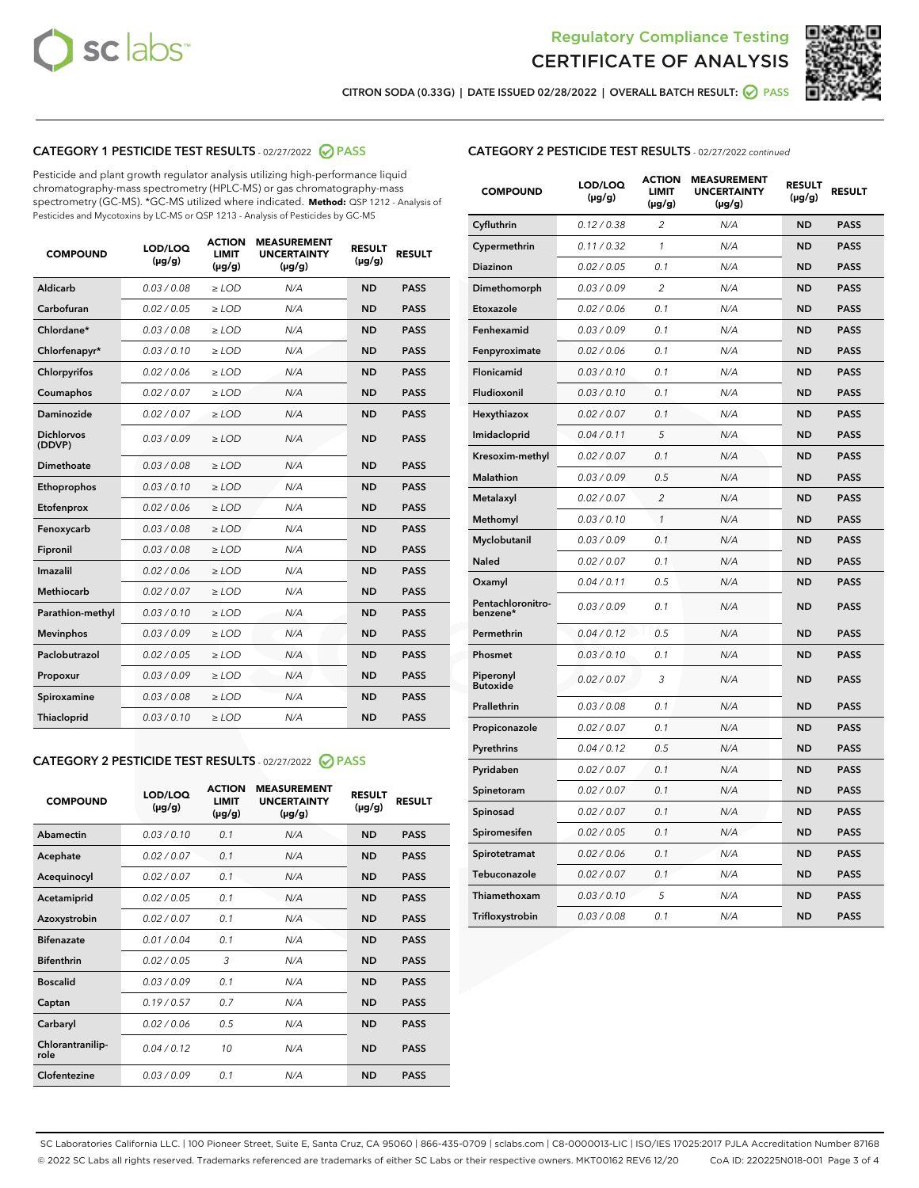Regulatory Compliance Testing

# CERTIFICATE OF ANALYSIS

CITRON SODA (0.33G) | DATE ISSUED 02/28/2022 | OVERALL BATCH RESULT: PASS

## CATEGORY 1 PESTICIDE TEST RESULTS - 02/27/2022 PASS

Pesticide and plant growth regulator analysis utilizing high-performance liquid chromatography-mass spectrometry (HPLC-MS) or gas chromatography-mass spectrometry (GC-MS). *GC-MS utilized where indicated. **Method:** QSP 1212 - Analysis of Pesticides and Mycotoxins by LC-MS or QSP 1213 - Analysis of Pesticides by GC-MS

| COMPOUND | LOD/LOQ (µg/g) | ACTION LIMIT (µg/g) | MEASUREMENT UNCERTAINTY (µg/g) | RESULT (µg/g) | RESULT |
|---|---|---|---|---|---|
| Aldicarb | 0.03 / 0.08 | ≥ LOD | N/A | ND | PASS |
| Carbofuran | 0.02 / 0.05 | ≥ LOD | N/A | ND | PASS |
| Chlordane* | 0.03 / 0.08 | ≥ LOD | N/A | ND | PASS |
| Chlorfenapyr* | 0.03 / 0.10 | ≥ LOD | N/A | ND | PASS |
| Chlorpyrifos | 0.02 / 0.06 | ≥ LOD | N/A | ND | PASS |
| Coumaphos | 0.02 / 0.07 | ≥ LOD | N/A | ND | PASS |
| Daminozide | 0.02 / 0.07 | ≥ LOD | N/A | ND | PASS |
| Dichlorvos (DDVP) | 0.03 / 0.09 | ≥ LOD | N/A | ND | PASS |
| Dimethoate | 0.03 / 0.08 | ≥ LOD | N/A | ND | PASS |
| Ethoprophos | 0.03 / 0.10 | ≥ LOD | N/A | ND | PASS |
| Etofenprox | 0.02 / 0.06 | ≥ LOD | N/A | ND | PASS |
| Fenoxycarb | 0.03 / 0.08 | ≥ LOD | N/A | ND | PASS |
| Fipronil | 0.03 / 0.08 | ≥ LOD | N/A | ND | PASS |
| Imazalil | 0.02 / 0.06 | ≥ LOD | N/A | ND | PASS |
| Methiocarb | 0.02 / 0.07 | ≥ LOD | N/A | ND | PASS |
| Parathion-methyl | 0.03 / 0.10 | ≥ LOD | N/A | ND | PASS |
| Mevinphos | 0.03 / 0.09 | ≥ LOD | N/A | ND | PASS |
| Paclobutrazol | 0.02 / 0.05 | ≥ LOD | N/A | ND | PASS |
| Propoxur | 0.03 / 0.09 | ≥ LOD | N/A | ND | PASS |
| Spiroxamine | 0.03 / 0.08 | ≥ LOD | N/A | ND | PASS |
| Thiacloprid | 0.03 / 0.10 | ≥ LOD | N/A | ND | PASS |

## CATEGORY 2 PESTICIDE TEST RESULTS - 02/27/2022 PASS

| COMPOUND | LOD/LOQ (µg/g) | ACTION LIMIT (µg/g) | MEASUREMENT UNCERTAINTY (µg/g) | RESULT (µg/g) | RESULT |
|---|---|---|---|---|---|
| Abamectin | 0.03 / 0.10 | 0.1 | N/A | ND | PASS |
| Acephate | 0.02 / 0.07 | 0.1 | N/A | ND | PASS |
| Acequinocyl | 0.02 / 0.07 | 0.1 | N/A | ND | PASS |
| Acetamiprid | 0.02 / 0.05 | 0.1 | N/A | ND | PASS |
| Azoxystrobin | 0.02 / 0.07 | 0.1 | N/A | ND | PASS |
| Bifenazate | 0.01 / 0.04 | 0.1 | N/A | ND | PASS |
| Bifenthrin | 0.02 / 0.05 | 3 | N/A | ND | PASS |
| Boscalid | 0.03 / 0.09 | 0.1 | N/A | ND | PASS |
| Captan | 0.19 / 0.57 | 0.7 | N/A | ND | PASS |
| Carbaryl | 0.02 / 0.06 | 0.5 | N/A | ND | PASS |
| Chlorantraniliprole | 0.04 / 0.12 | 10 | N/A | ND | PASS |
| Clofentezine | 0.03 / 0.09 | 0.1 | N/A | ND | PASS |
| Cyfluthrin | 0.12 / 0.38 | 2 | N/A | ND | PASS |
| Cypermethrin | 0.11 / 0.32 | 1 | N/A | ND | PASS |
| Diazinon | 0.02 / 0.05 | 0.1 | N/A | ND | PASS |
| Dimethomorph | 0.03 / 0.09 | 2 | N/A | ND | PASS |
| Etoxazole | 0.02 / 0.06 | 0.1 | N/A | ND | PASS |
| Fenhexamid | 0.03 / 0.09 | 0.1 | N/A | ND | PASS |
| Fenpyroximate | 0.02 / 0.06 | 0.1 | N/A | ND | PASS |
| Flonicamid | 0.03 / 0.10 | 0.1 | N/A | ND | PASS |
| Fludioxonil | 0.03 / 0.10 | 0.1 | N/A | ND | PASS |
| Hexythiazox | 0.02 / 0.07 | 0.1 | N/A | ND | PASS |
| Imidacloprid | 0.04 / 0.11 | 5 | N/A | ND | PASS |
| Kresoxim-methyl | 0.02 / 0.07 | 0.1 | N/A | ND | PASS |
| Malathion | 0.03 / 0.09 | 0.5 | N/A | ND | PASS |
| Metalaxyl | 0.02 / 0.07 | 2 | N/A | ND | PASS |
| Methomyl | 0.03 / 0.10 | 1 | N/A | ND | PASS |
| Myclobutanil | 0.03 / 0.09 | 0.1 | N/A | ND | PASS |
| Naled | 0.02 / 0.07 | 0.1 | N/A | ND | PASS |
| Oxamyl | 0.04 / 0.11 | 0.5 | N/A | ND | PASS |
| Pentachloronitrobenzene* | 0.03 / 0.09 | 0.1 | N/A | ND | PASS |
| Permethrin | 0.04 / 0.12 | 0.5 | N/A | ND | PASS |
| Phosmet | 0.03 / 0.10 | 0.1 | N/A | ND | PASS |
| Piperonyl Butoxide | 0.02 / 0.07 | 3 | N/A | ND | PASS |
| Prallethrin | 0.03 / 0.08 | 0.1 | N/A | ND | PASS |
| Propiconazole | 0.02 / 0.07 | 0.1 | N/A | ND | PASS |
| Pyrethrins | 0.04 / 0.12 | 0.5 | N/A | ND | PASS |
| Pyridaben | 0.02 / 0.07 | 0.1 | N/A | ND | PASS |
| Spinetoram | 0.02 / 0.07 | 0.1 | N/A | ND | PASS |
| Spinosad | 0.02 / 0.07 | 0.1 | N/A | ND | PASS |
| Spiromesifen | 0.02 / 0.05 | 0.1 | N/A | ND | PASS |
| Spirotetramat | 0.02 / 0.06 | 0.1 | N/A | ND | PASS |
| Tebuconazole | 0.02 / 0.07 | 0.1 | N/A | ND | PASS |
| Thiamethoxam | 0.03 / 0.10 | 5 | N/A | ND | PASS |
| Trifloxystrobin | 0.03 / 0.08 | 0.1 | N/A | ND | PASS |

SC Laboratories California LLC. | 100 Pioneer Street, Suite E, Santa Cruz, CA 95060 | 866-435-0709 | sclabs.com | C8-0000013-LIC | ISO/IES 17025:2017 PJLA Accreditation Number 87168
© 2022 SC Labs all rights reserved. Trademarks referenced are trademarks of either SC Labs or their respective owners. MKT00162 REV6 12/20 CoA ID: 220225N018-001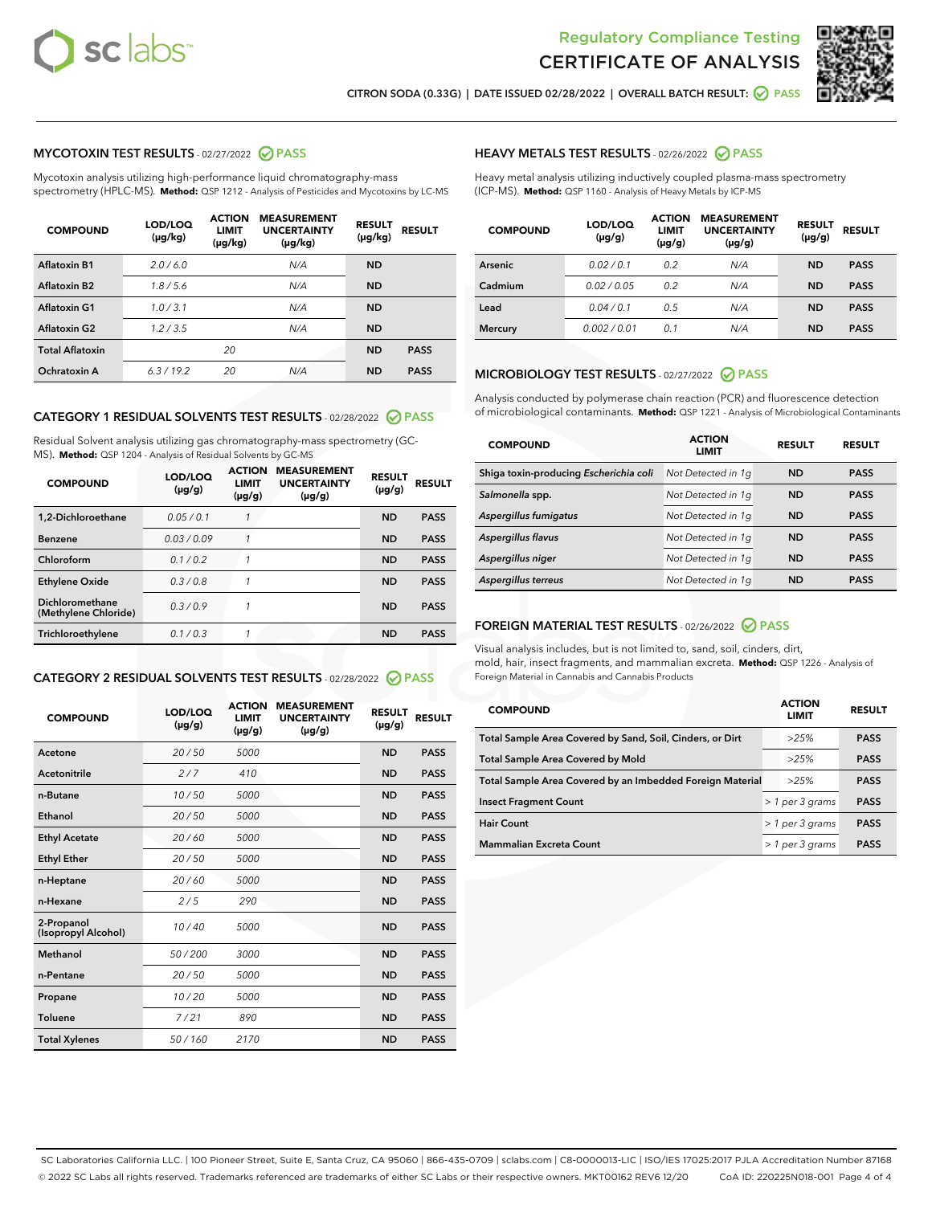Regulatory Compliance Testing

# CERTIFICATE OF ANALYSIS

CITRON SODA (0.33G) | DATE ISSUED 02/28/2022 | OVERALL BATCH RESULT: PASS

## MYCOTOXIN TEST RESULTS - 02/27/2022 PASS

Mycotoxin analysis utilizing high-performance liquid chromatography-mass spectrometry (HPLC-MS). **Method:** QSP 1212 - Analysis of Pesticides and Mycotoxins by LC-MS

| COMPOUND | LOD/LOQ (µg/kg) | ACTION LIMIT (µg/kg) | MEASUREMENT UNCERTAINTY (µg/kg) | RESULT (µg/kg) | RESULT |
|---|---|---|---|---|---|
| Aflatoxin B1 | 2.0 / 6.0 | | N/A | ND | |
| Aflatoxin B2 | 1.8 / 5.6 | | N/A | ND | |
| Aflatoxin G1 | 1.0 / 3.1 | | N/A | ND | |
| Aflatoxin G2 | 1.2 / 3.5 | | N/A | ND | |
| Total Aflatoxin | | 20 | | ND | PASS |
| Ochratoxin A | 6.3 / 19.2 | 20 | N/A | ND | PASS |

## CATEGORY 1 RESIDUAL SOLVENTS TEST RESULTS - 02/28/2022 PASS

Residual Solvent analysis utilizing gas chromatography-mass spectrometry (GC-MS). **Method:** QSP 1204 - Analysis of Residual Solvents by GC-MS

| COMPOUND | LOD/LOQ (µg/g) | ACTION LIMIT (µg/g) | MEASUREMENT UNCERTAINTY (µg/g) | RESULT (µg/g) | RESULT |
|---|---|---|---|---|---|
| 1,2-Dichloroethane | 0.05 / 0.1 | 1 | | ND | PASS |
| Benzene | 0.03 / 0.09 | 1 | | ND | PASS |
| Chloroform | 0.1 / 0.2 | 1 | | ND | PASS |
| Ethylene Oxide | 0.3 / 0.8 | 1 | | ND | PASS |
| Dichloromethane (Methylene Chloride) | 0.3 / 0.9 | 1 | | ND | PASS |
| Trichloroethylene | 0.1 / 0.3 | 1 | | ND | PASS |

## CATEGORY 2 RESIDUAL SOLVENTS TEST RESULTS - 02/28/2022 PASS

| COMPOUND | LOD/LOQ (µg/g) | ACTION LIMIT (µg/g) | MEASUREMENT UNCERTAINTY (µg/g) | RESULT (µg/g) | RESULT |
|---|---|---|---|---|---|
| Acetone | 20 / 50 | 5000 | | ND | PASS |
| Acetonitrile | 2 / 7 | 410 | | ND | PASS |
| n-Butane | 10 / 50 | 5000 | | ND | PASS |
| Ethanol | 20 / 50 | 5000 | | ND | PASS |
| Ethyl Acetate | 20 / 60 | 5000 | | ND | PASS |
| Ethyl Ether | 20 / 50 | 5000 | | ND | PASS |
| n-Heptane | 20 / 60 | 5000 | | ND | PASS |
| n-Hexane | 2 / 5 | 290 | | ND | PASS |
| 2-Propanol (Isopropyl Alcohol) | 10 / 40 | 5000 | | ND | PASS |
| Methanol | 50 / 200 | 3000 | | ND | PASS |
| n-Pentane | 20 / 50 | 5000 | | ND | PASS |
| Propane | 10 / 20 | 5000 | | ND | PASS |
| Toluene | 7 / 21 | 890 | | ND | PASS |
| Total Xylenes | 50 / 160 | 2170 | | ND | PASS |

## HEAVY METALS TEST RESULTS - 02/26/2022 PASS

Heavy metal analysis utilizing inductively coupled plasma-mass spectrometry (ICP-MS). **Method:** QSP 1160 - Analysis of Heavy Metals by ICP-MS

| COMPOUND | LOD/LOQ (µg/g) | ACTION LIMIT (µg/g) | MEASUREMENT UNCERTAINTY (µg/g) | RESULT (µg/g) | RESULT |
|---|---|---|---|---|---|
| Arsenic | 0.02 / 0.1 | 0.2 | N/A | ND | PASS |
| Cadmium | 0.02 / 0.05 | 0.2 | N/A | ND | PASS |
| Lead | 0.04 / 0.1 | 0.5 | N/A | ND | PASS |
| Mercury | 0.002 / 0.01 | 0.1 | N/A | ND | PASS |

## MICROBIOLOGY TEST RESULTS - 02/27/2022 PASS

Analysis conducted by polymerase chain reaction (PCR) and fluorescence detection of microbiological contaminants. **Method:** QSP 1221 - Analysis of Microbiological Contaminants

| COMPOUND | ACTION LIMIT | RESULT | RESULT |
|---|---|---|---|
| Shiga toxin-producing *Escherichia coli* | Not Detected in 1g | ND | PASS |
| *Salmonella* spp. | Not Detected in 1g | ND | PASS |
| *Aspergillus fumigatus* | Not Detected in 1g | ND | PASS |
| *Aspergillus flavus* | Not Detected in 1g | ND | PASS |
| *Aspergillus niger* | Not Detected in 1g | ND | PASS |
| *Aspergillus terreus* | Not Detected in 1g | ND | PASS |

## FOREIGN MATERIAL TEST RESULTS - 02/26/2022 PASS

Visual analysis includes, but is not limited to, sand, soil, cinders, dirt, mold, hair, insect fragments, and mammalian excreta. **Method:** QSP 1226 - Analysis of Foreign Material in Cannabis and Cannabis Products

| COMPOUND | ACTION LIMIT | RESULT |
|---|---|---|
| Total Sample Area Covered by Sand, Soil, Cinders, or Dirt | >25% | PASS |
| Total Sample Area Covered by Mold | >25% | PASS |
| Total Sample Area Covered by an Imbedded Foreign Material | >25% | PASS |
| Insect Fragment Count | > 1 per 3 grams | PASS |
| Hair Count | > 1 per 3 grams | PASS |
| Mammalian Excreta Count | > 1 per 3 grams | PASS |

SC Laboratories California LLC. | 100 Pioneer Street, Suite E, Santa Cruz, CA 95060 | 866-435-0709 | sclabs.com | C8-0000013-LIC | ISO/IES 17025:2017 PJLA Accreditation Number 87168
© 2022 SC Labs all rights reserved. Trademarks referenced are trademarks of either SC Labs or their respective owners. MKT00162 REV6 12/20 CoA ID: 220225N018-001